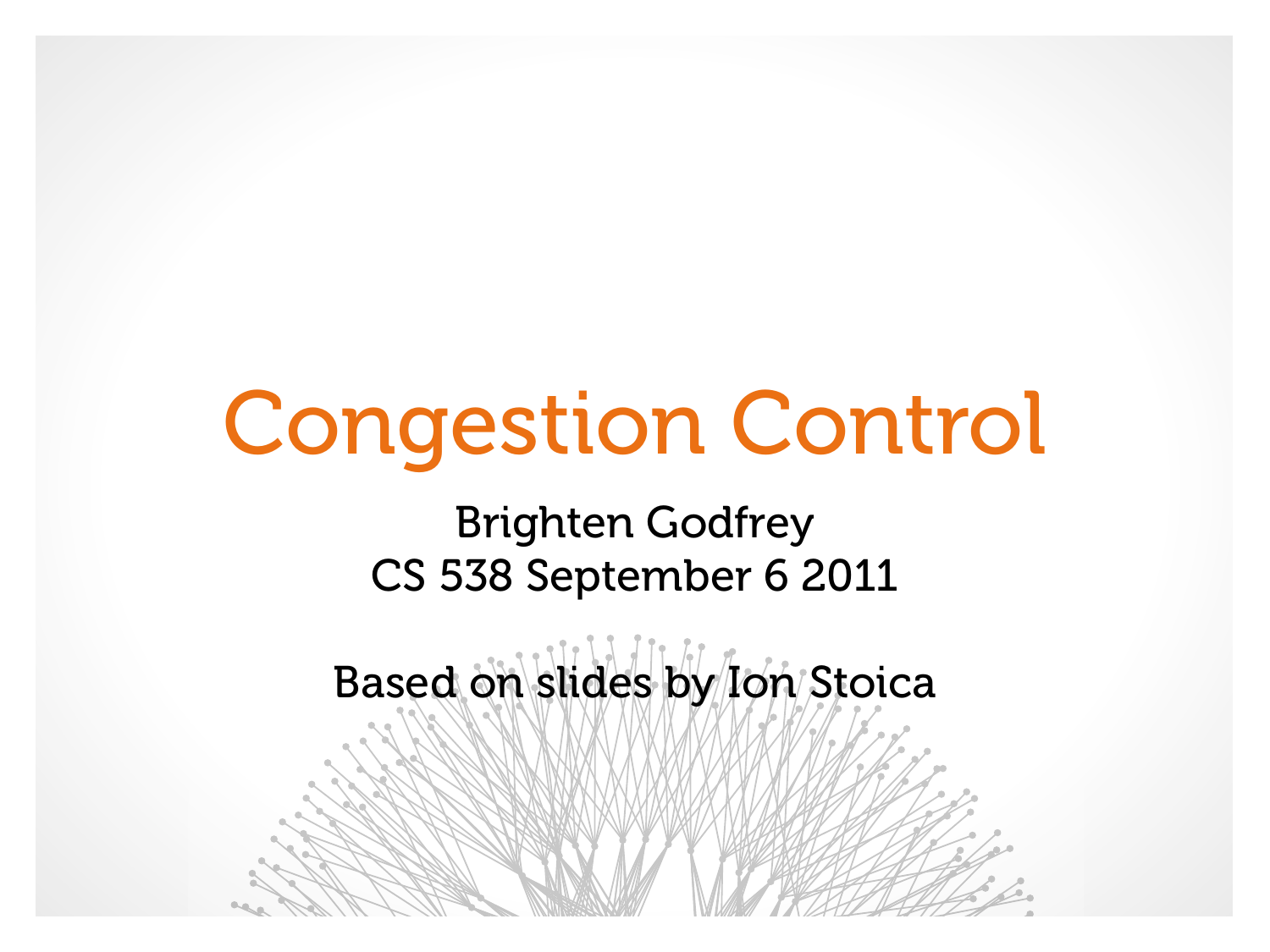# Congestion Control

Brighten Godfrey
CS 538 September 6 2011

Based on slides by Ion Stoica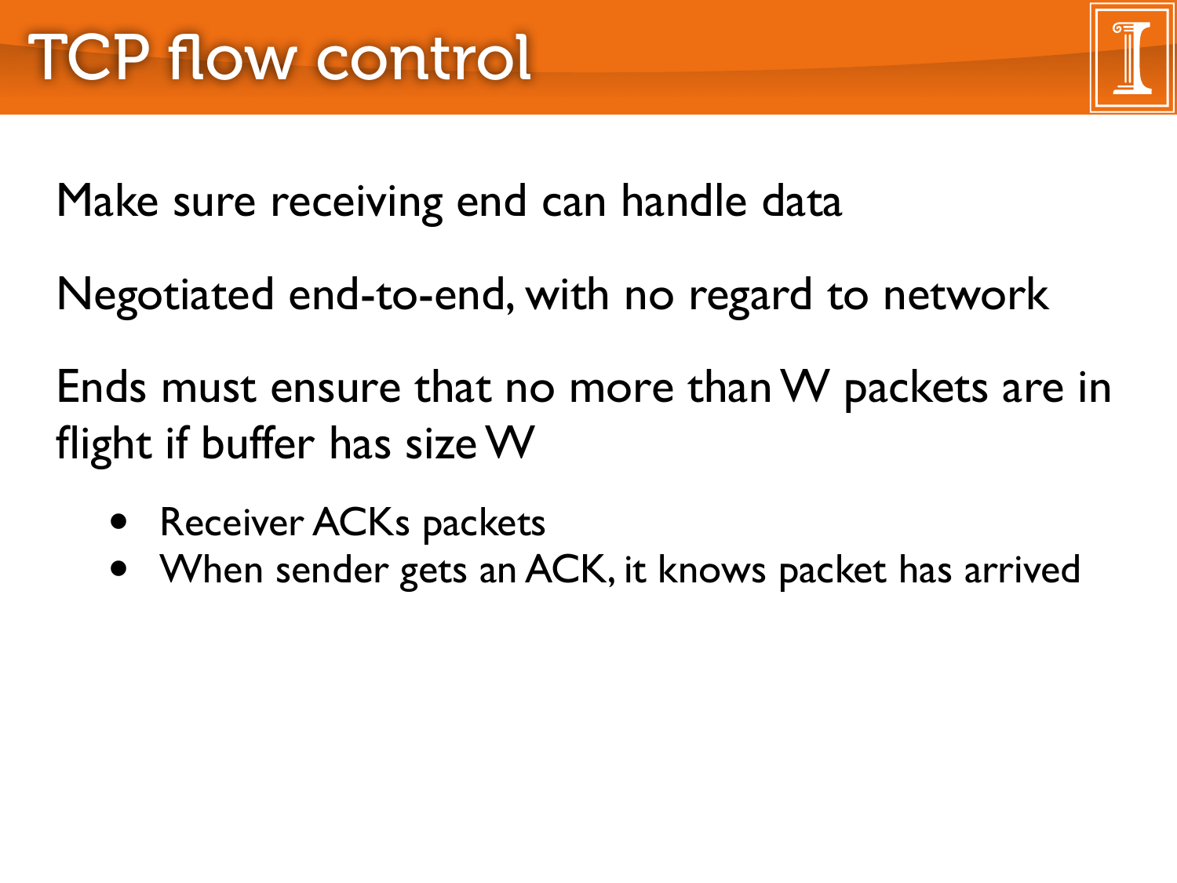# TCP flow control

Make sure receiving end can handle data

Negotiated end-to-end, with no regard to network

Ends must ensure that no more than W packets are in flight if buffer has size W

- Receiver ACKs packets
- When sender gets an ACK, it knows packet has arrived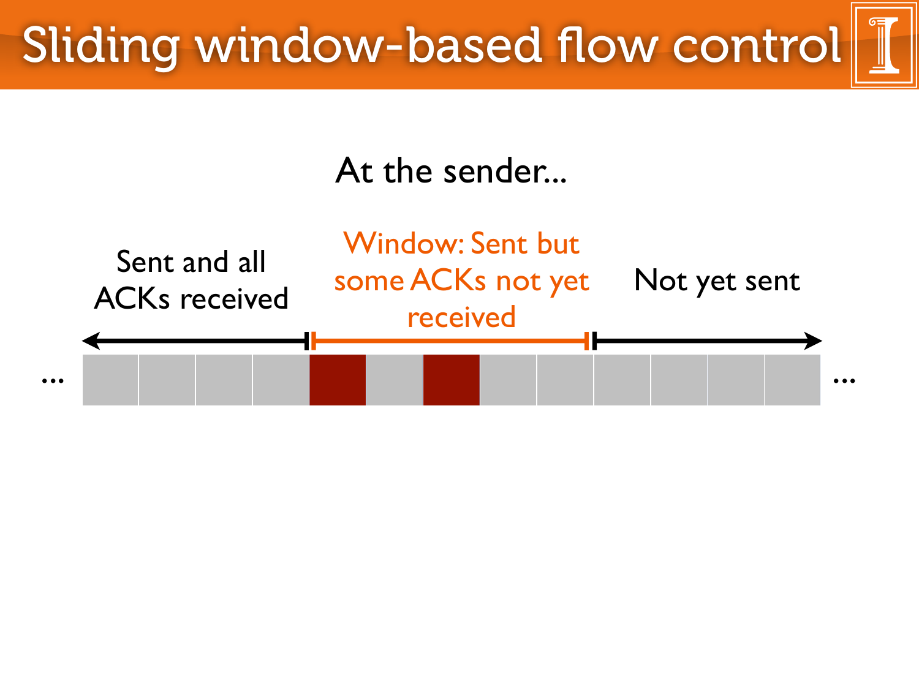# Sliding window-based flow control

At the sender...

Sent and all ACKs received

Window: Sent but some ACKs not yet received

Not yet sent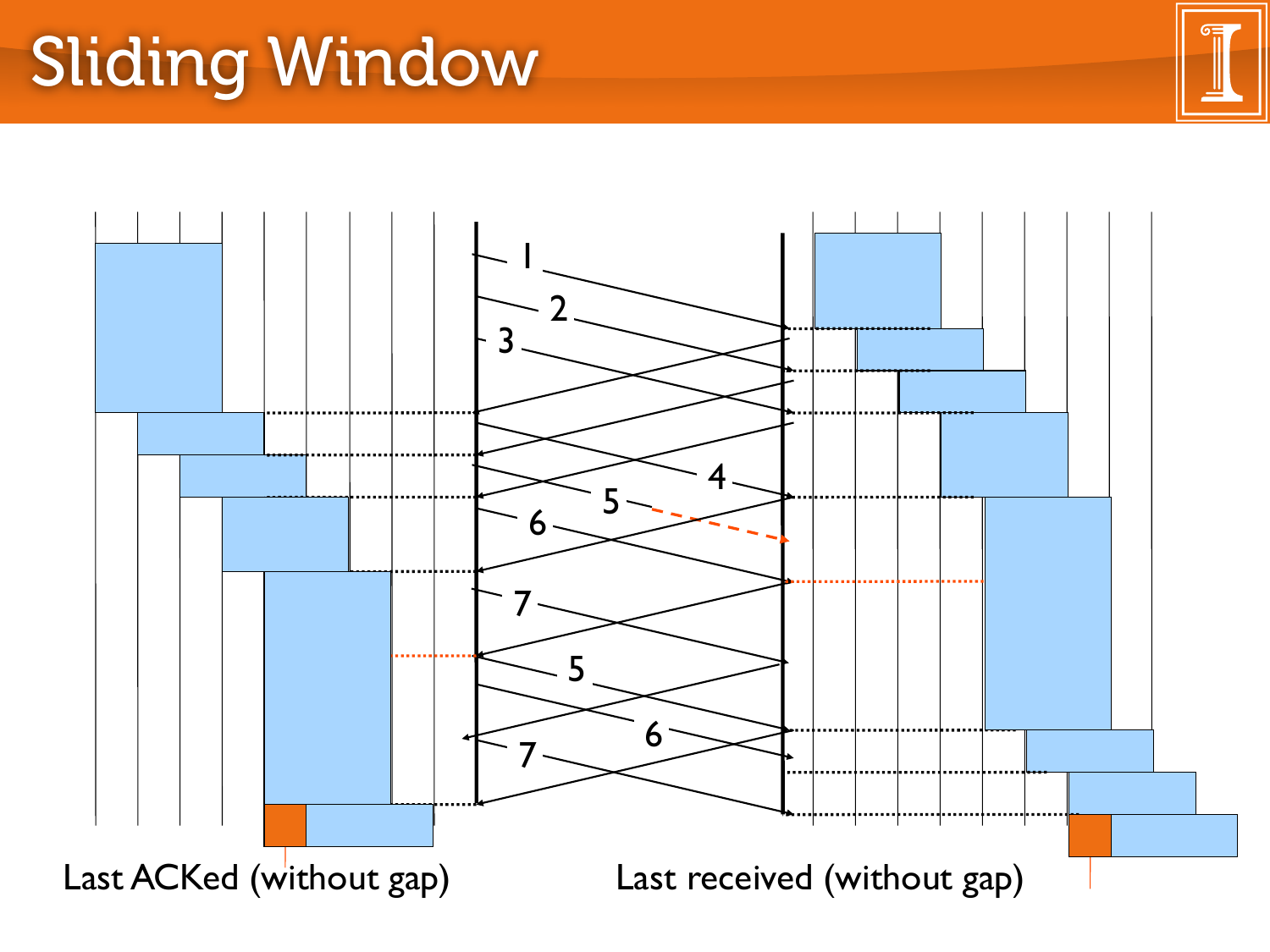# Sliding Window

1 2 3 4 5 6 7 5 6 7

Last ACKed (without gap)

Last received (without gap)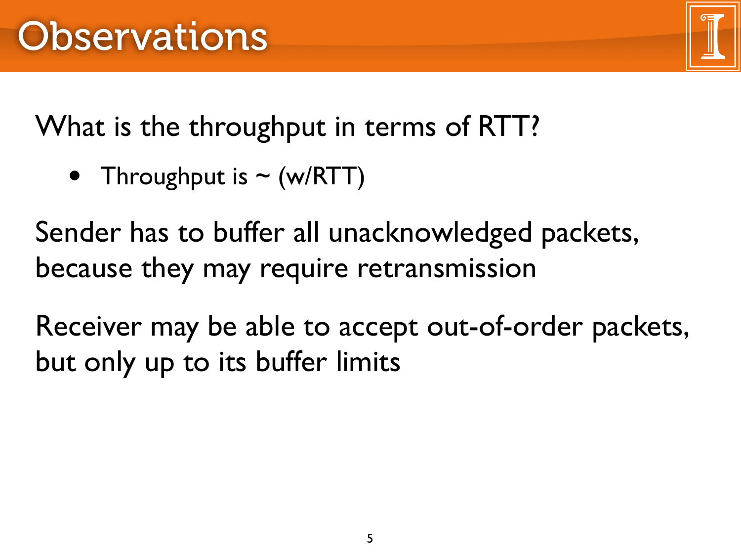# Observations

What is the throughput in terms of RTT?

- Throughput is ~ (w/RTT)

Sender has to buffer all unacknowledged packets, because they may require retransmission

Receiver may be able to accept out-of-order packets, but only up to its buffer limits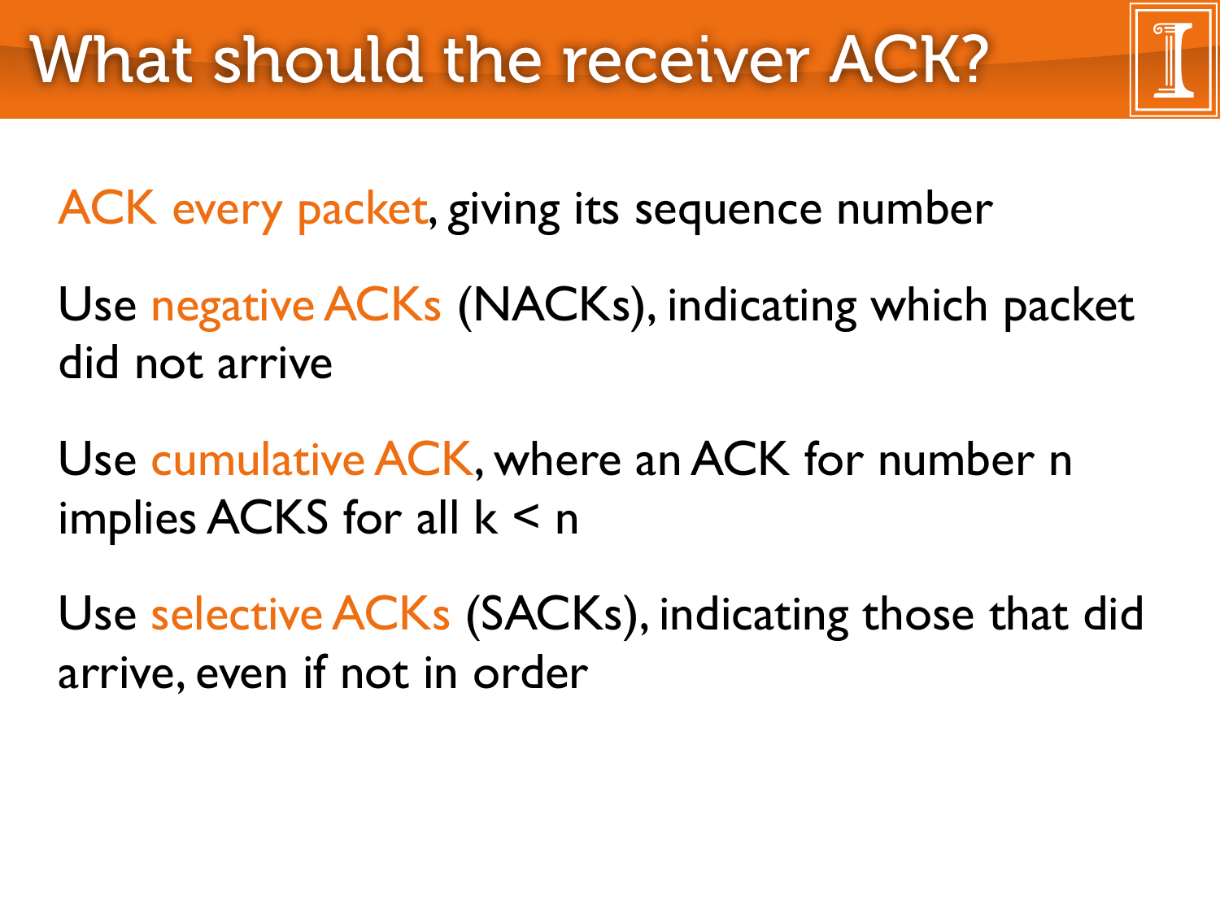# What should the receiver ACK?

ACK every packet, giving its sequence number

Use negative ACKs (NACKs), indicating which packet did not arrive

Use cumulative ACK, where an ACK for number n implies ACKS for all $k < n$

Use selective ACKs (SACKs), indicating those that did arrive, even if not in order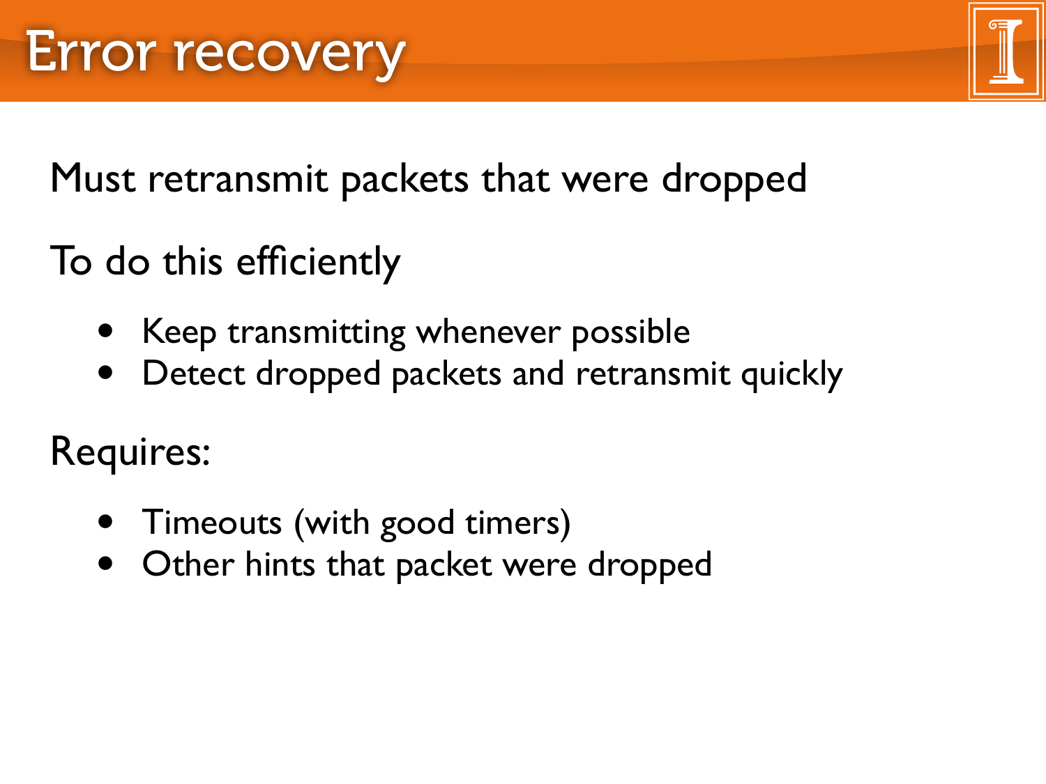# Error recovery

Must retransmit packets that were dropped

To do this efficiently

- Keep transmitting whenever possible
- Detect dropped packets and retransmit quickly

Requires:

- Timeouts (with good timers)
- Other hints that packet were dropped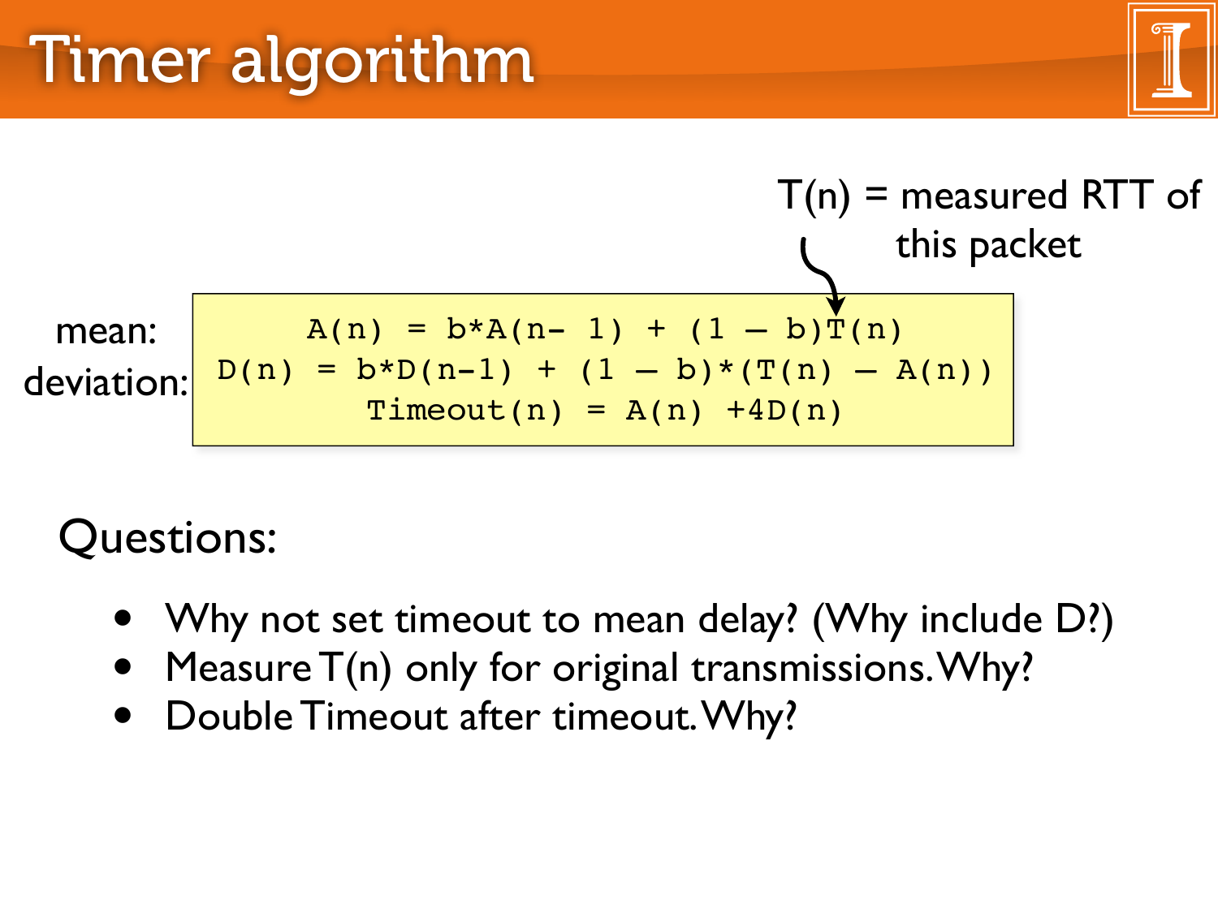# Timer algorithm

T(n) = measured RTT of this packet

mean:
$$A(n) = b*A(n-1) + (1 - b)T(n)$$

deviation:
$$D(n) = b*D(n-1) + (1 - b)*(T(n) - A(n))$$

$$Timeout(n) = A(n) + 4D(n)$$

Questions:

- Why not set timeout to mean delay? (Why include D?)
- Measure T(n) only for original transmissions. Why?
- Double Timeout after timeout. Why?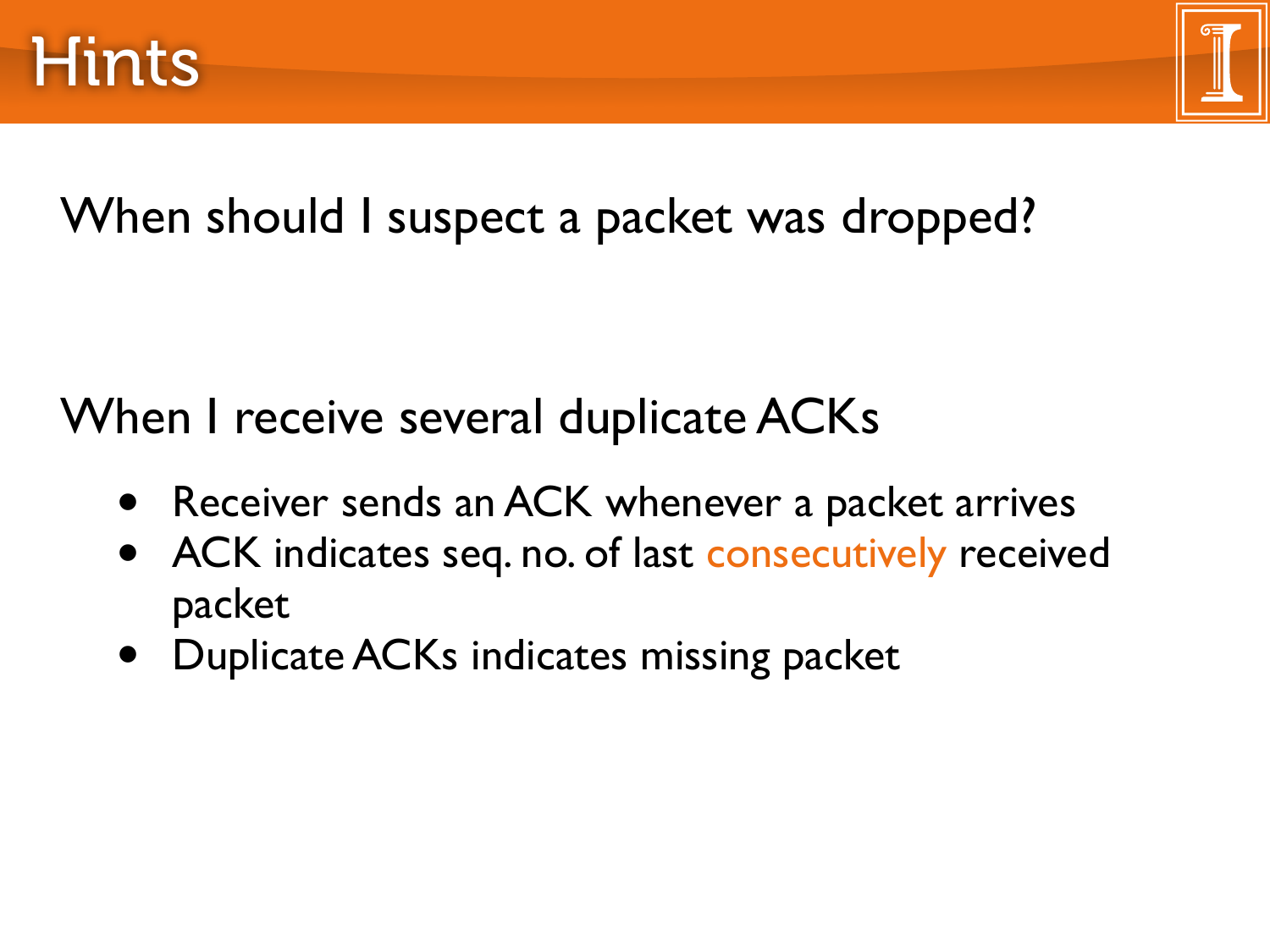# Hints

When should I suspect a packet was dropped?

When I receive several duplicate ACKs

- Receiver sends an ACK whenever a packet arrives
- ACK indicates seq. no. of last consecutively received packet
- Duplicate ACKs indicates missing packet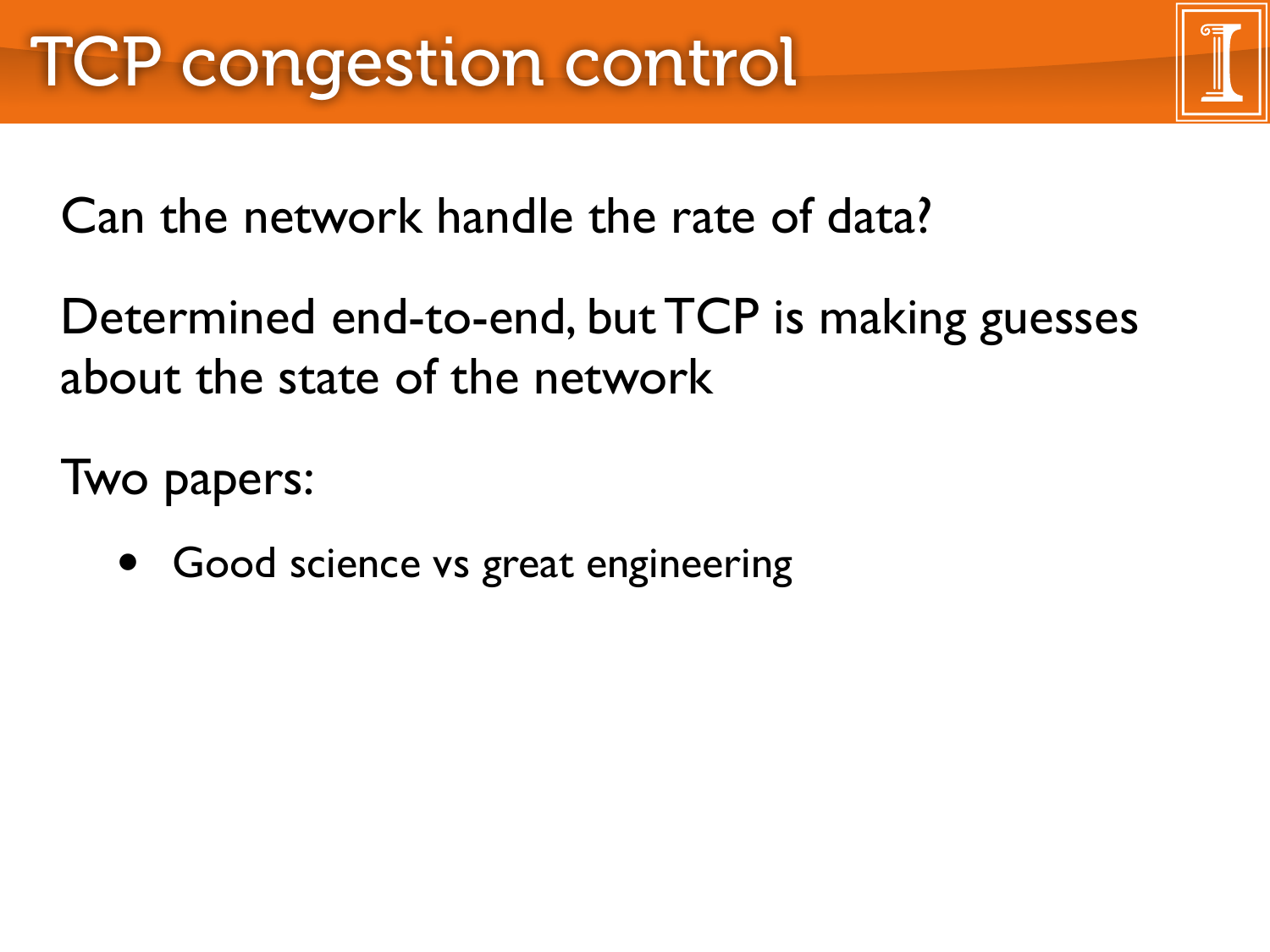# TCP congestion control

Can the network handle the rate of data?

Determined end-to-end, but TCP is making guesses about the state of the network

Two papers:

- Good science vs great engineering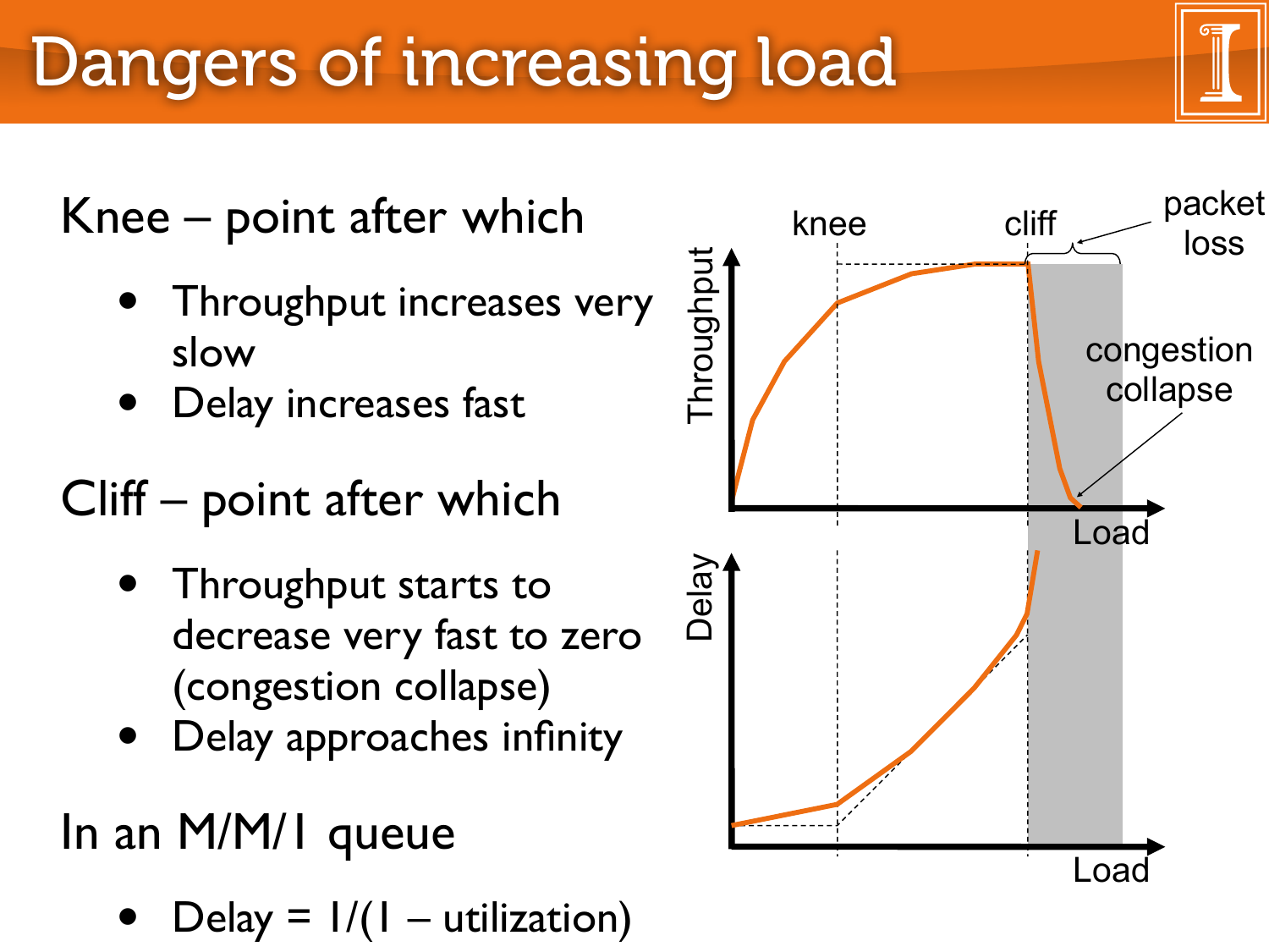# Dangers of increasing load

Knee – point after which

- Throughput increases very slow
- Delay increases fast

Cliff – point after which

- Throughput starts to decrease very fast to zero (congestion collapse)
- Delay approaches infinity

In an M/M/1 queue

- Delay = 1/(1 – utilization)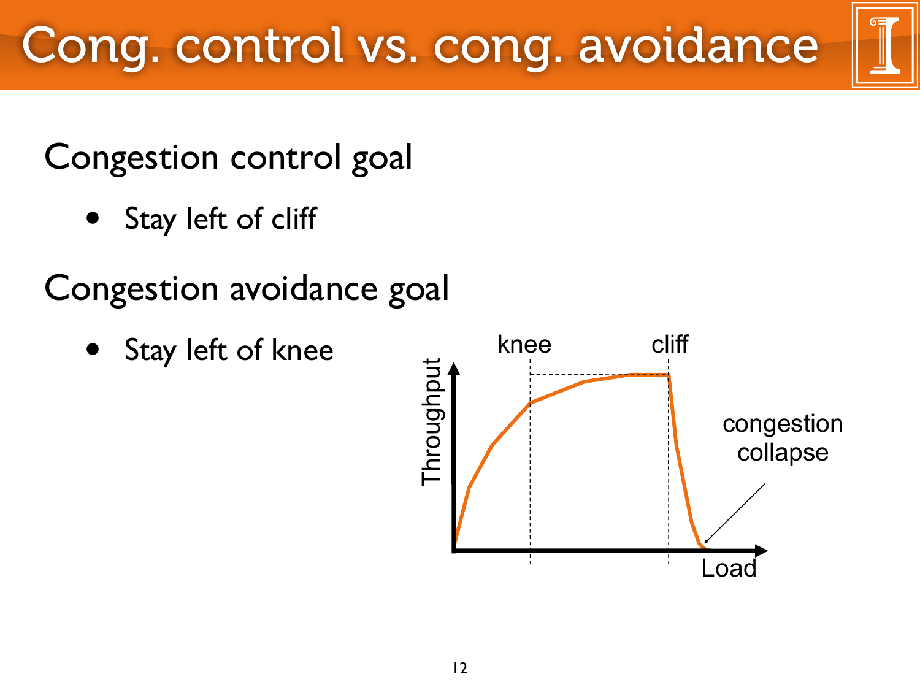# Cong. control vs. cong. avoidance

## Congestion control goal

- Stay left of cliff

## Congestion avoidance goal

- Stay left of knee

knee cliff

Throughput

congestion collapse

Load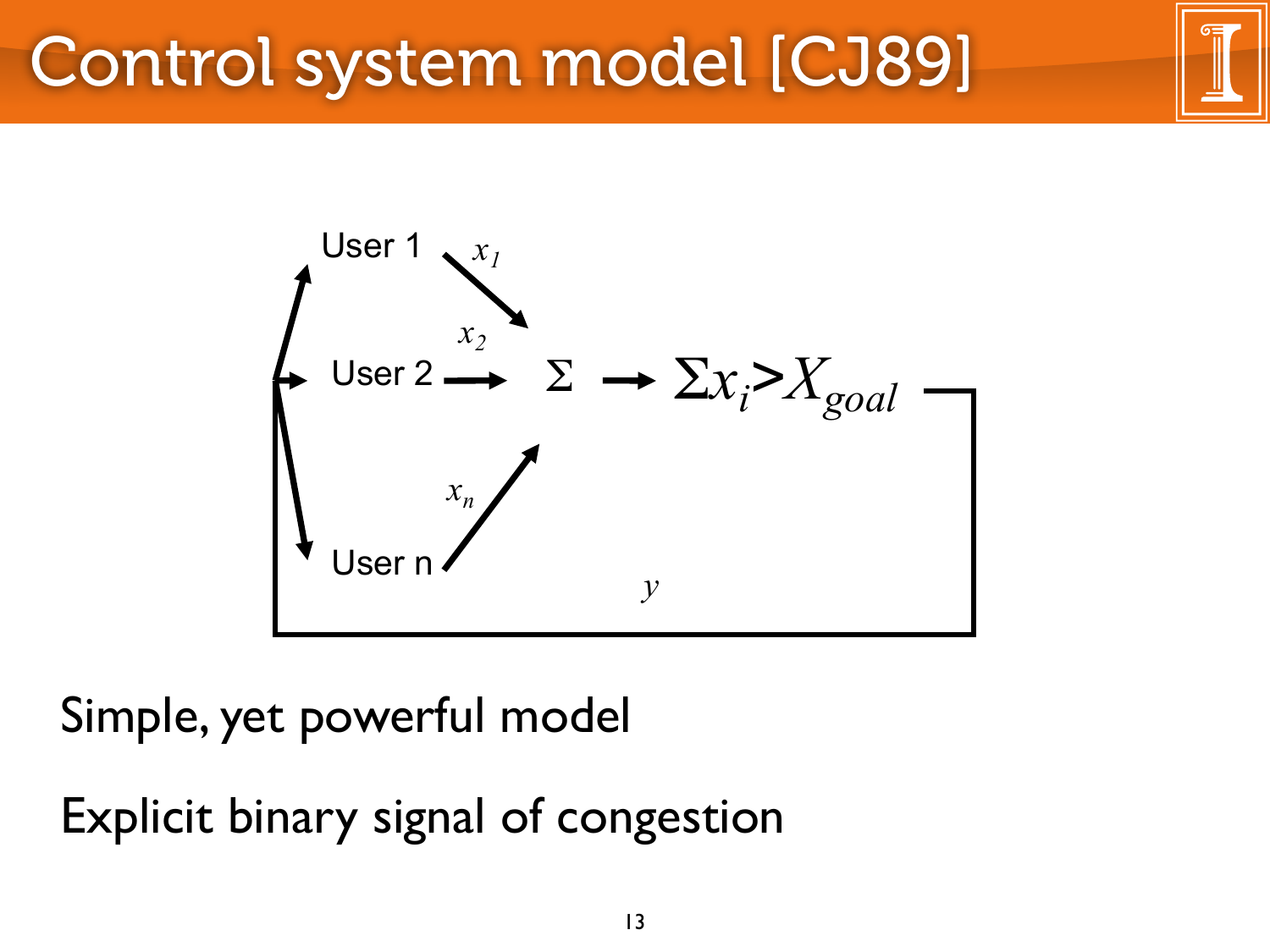# Control system model [CJ89]

User 1 → $x_1$

User 2 → $x_2$

User n → $x_n$

$\Sigma \rightarrow \Sigma x_i > X_{goal}$

$y$

Simple, yet powerful model

Explicit binary signal of congestion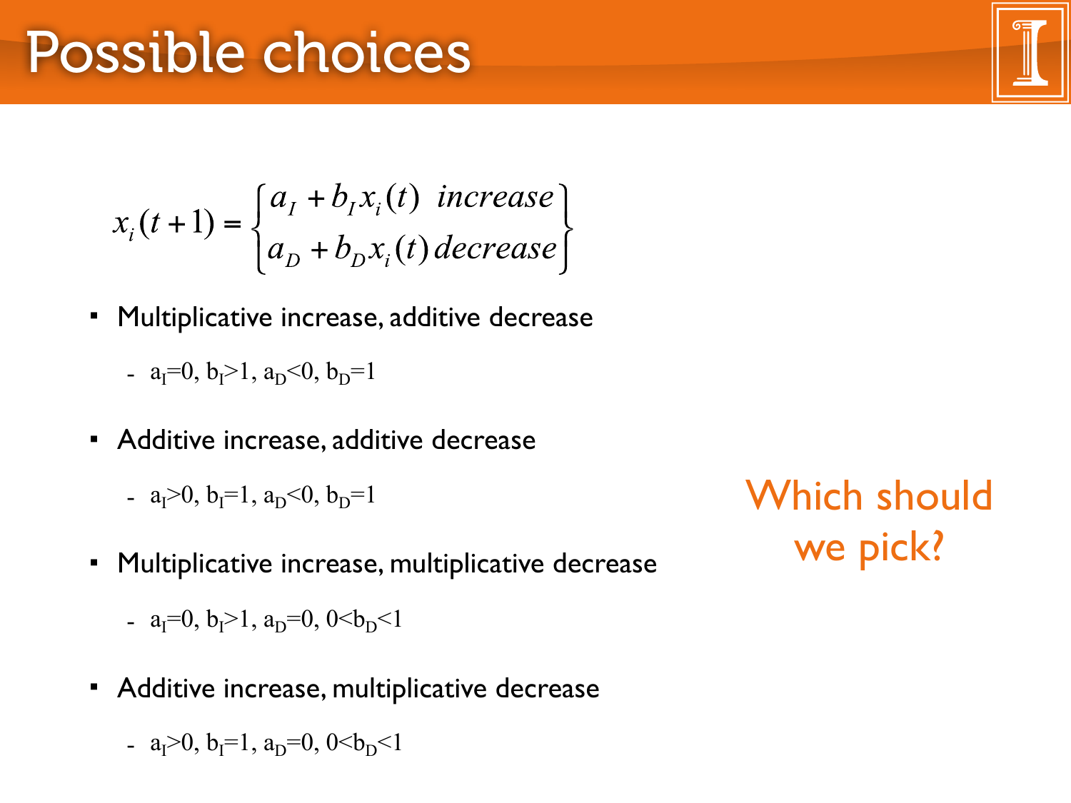# Possible choices

$$x_i(t+1) = \begin{cases} a_I + b_I x_i(t) & increase \\ a_D + b_D x_i(t) & decrease \end{cases}$$

- Multiplicative increase, additive decrease
  - $a_I=0$, $b_I>1$, $a_D<0$, $b_D=1$
- Additive increase, additive decrease
  - $a_I>0$, $b_I=1$, $a_D<0$, $b_D=1$
- Multiplicative increase, multiplicative decrease
  - $a_I=0$, $b_I>1$, $a_D=0$, $0<b_D<1$
- Additive increase, multiplicative decrease
  - $a_I>0$, $b_I=1$, $a_D=0$, $0<b_D<1$

Which should we pick?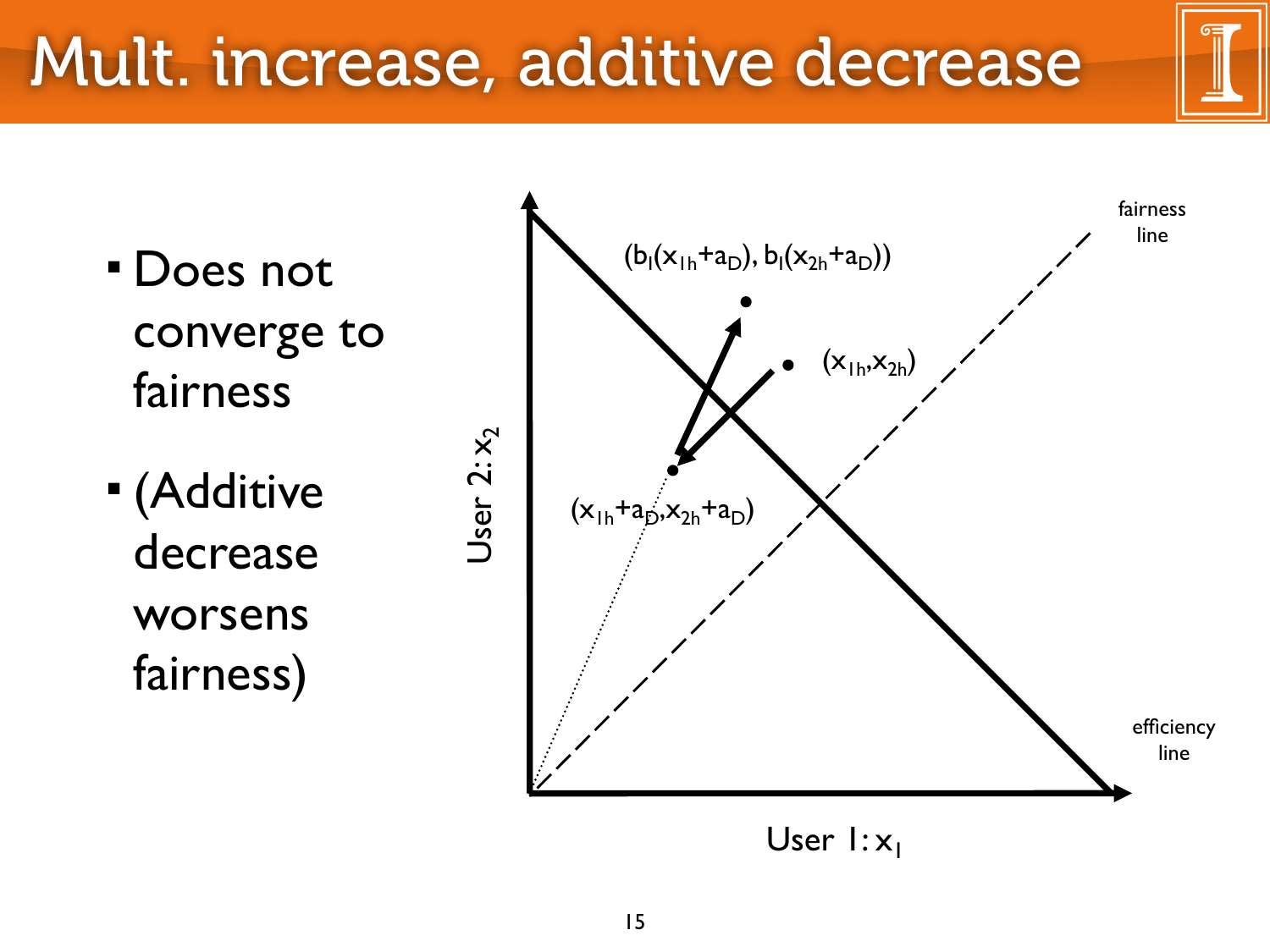# Mult. increase, additive decrease

- Does not converge to fairness
- (Additive decrease worsens fairness)

fairness line

$(b_I(x_{1h}+a_D), b_I(x_{2h}+a_D))$

$(x_{1h},x_{2h})$

$(x_{1h}+a_D,x_{2h}+a_D)$

User 2: $x_2$

User 1: $x_1$

efficiency line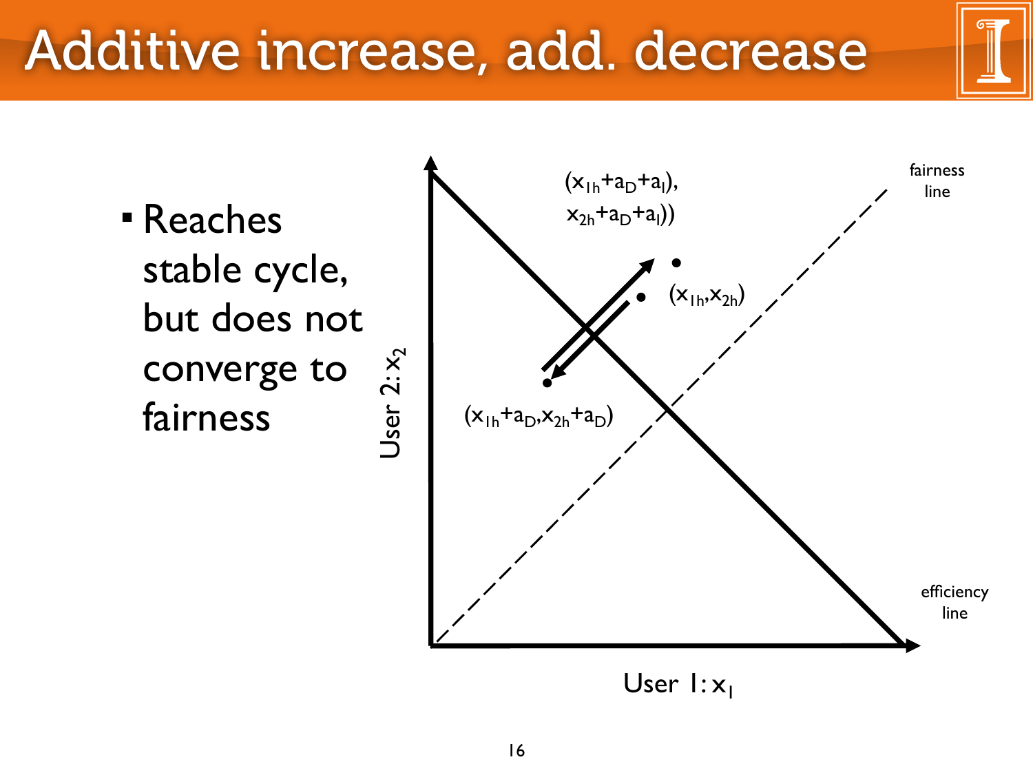# Additive increase, add. decrease

- Reaches stable cycle, but does not converge to fairness

fairness line

$(x_{1h}+a_D+a_I),$
$x_{2h}+a_D+a_I))$

$(x_{1h},x_{2h})$

$(x_{1h}+a_D,x_{2h}+a_D)$

User 2: $x_2$

efficiency line

User 1: $x_1$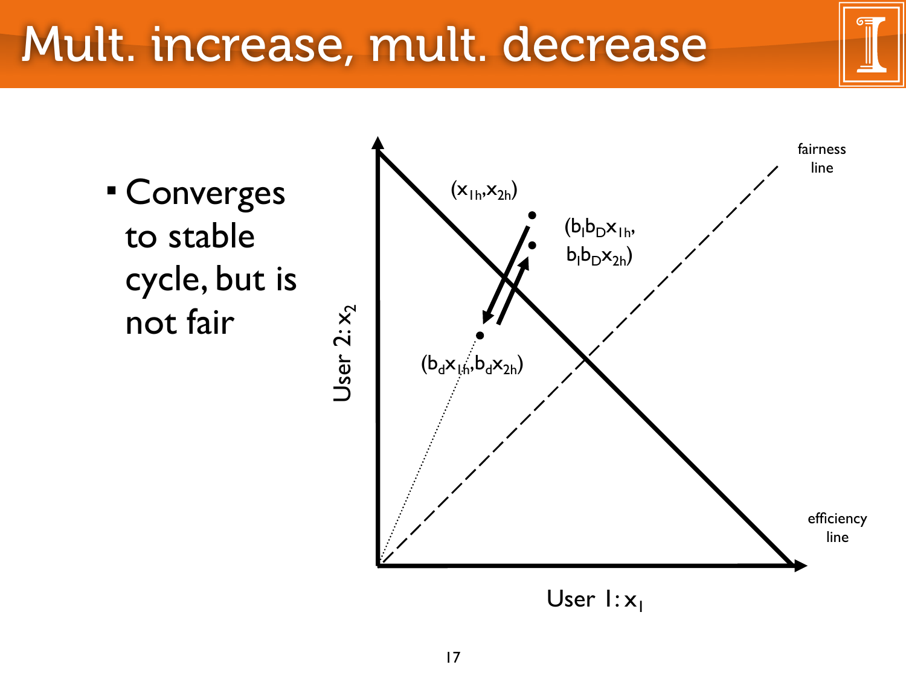# Mult. increase, mult. decrease

- Converges to stable cycle, but is not fair

fairness line

efficiency line

$(x_{1h},x_{2h})$

$(b_I b_D x_{1h},$
$b_I b_D x_{2h})$

$(b_d x_{1h},b_d x_{2h})$

User 2: $x_2$

User 1: $x_1$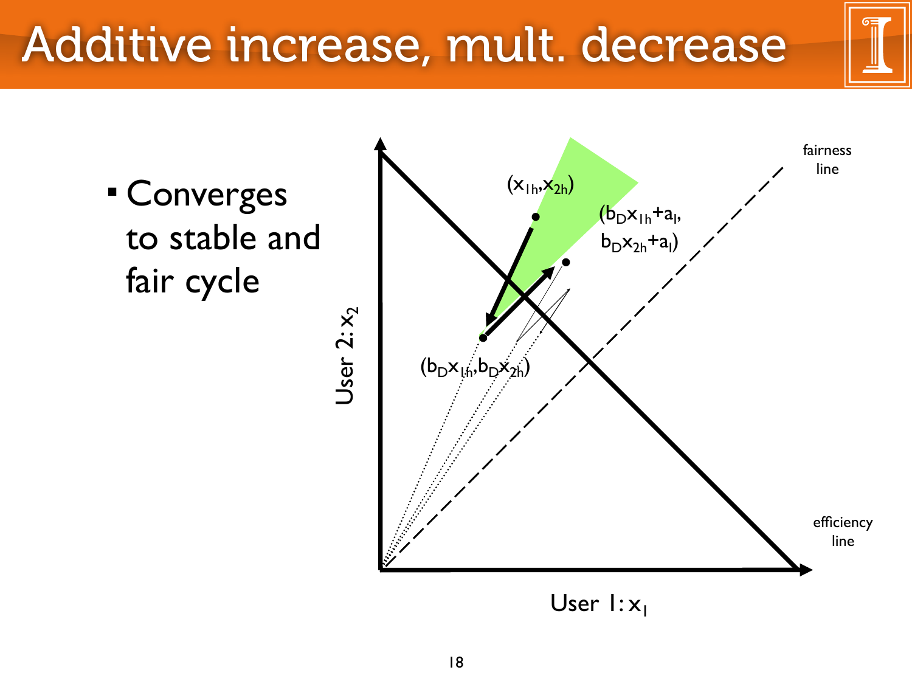# Additive increase, mult. decrease

- Converges to stable and fair cycle

fairness line

$(x_{1h},x_{2h})$

$(b_D x_{1h}+a_I,$
$b_D x_{2h}+a_I)$

$(b_D x_{1h},b_D x_{2h})$

User 2: $x_2$

efficiency line

User 1: $x_1$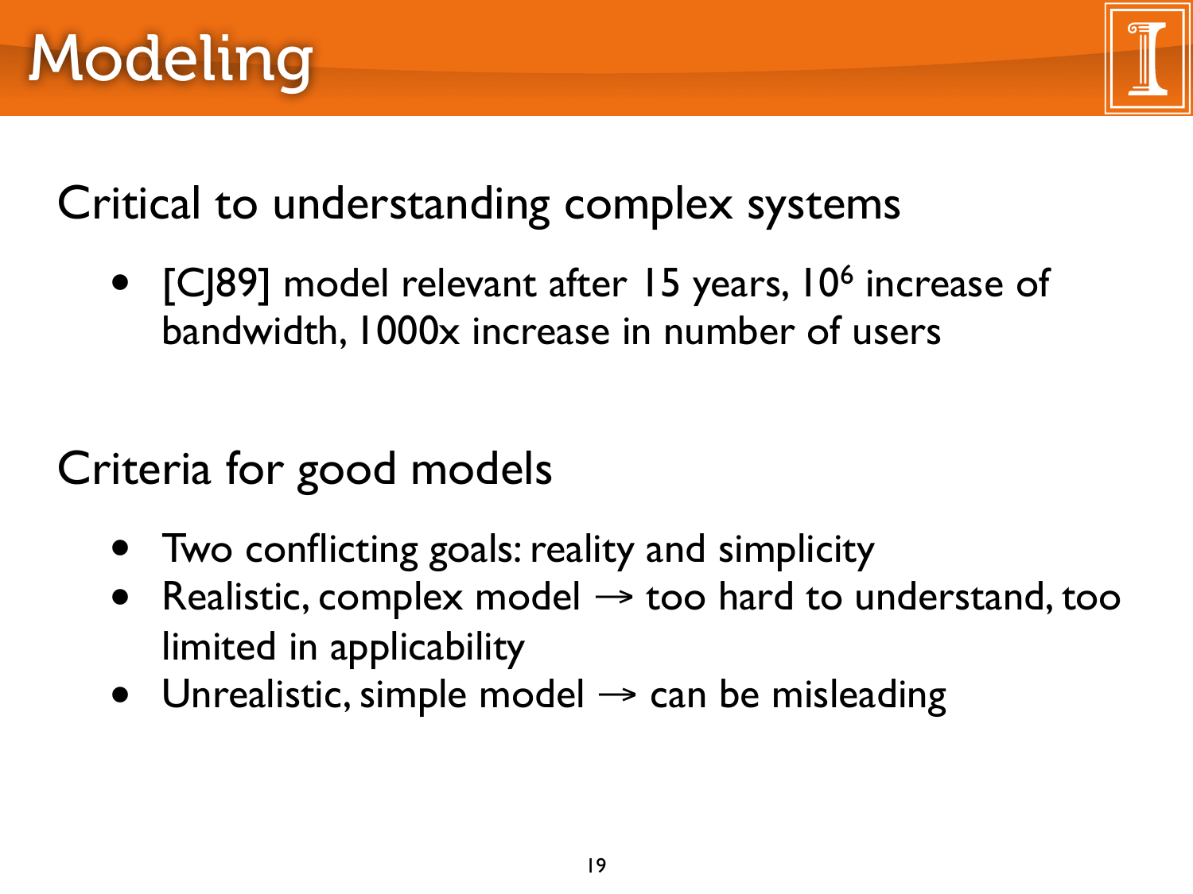# Modeling

Critical to understanding complex systems

- [CJ89] model relevant after 15 years, $10^6$ increase of bandwidth, 1000x increase in number of users

Criteria for good models

- Two conflicting goals: reality and simplicity
- Realistic, complex model → too hard to understand, too limited in applicability
- Unrealistic, simple model → can be misleading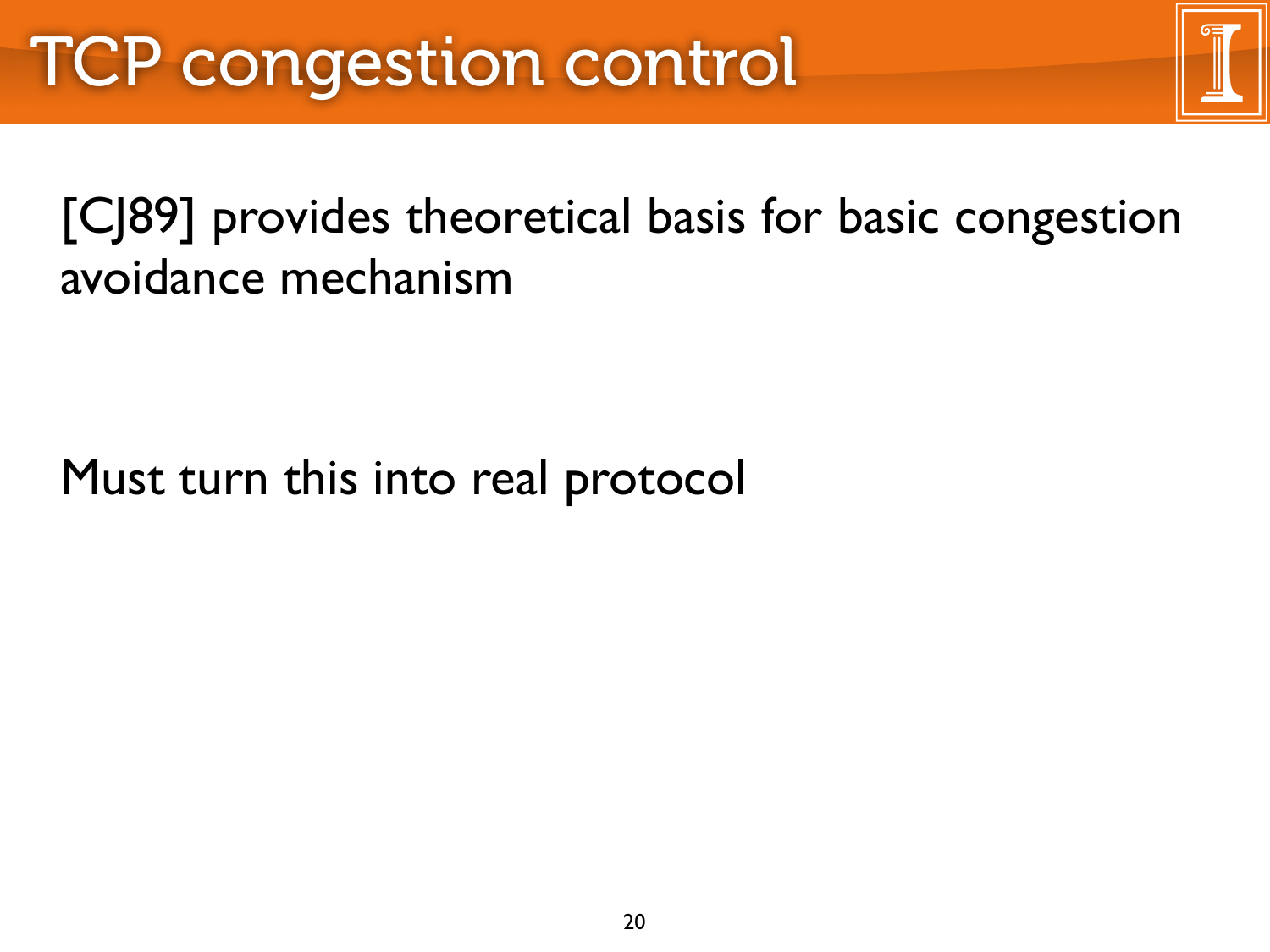# TCP congestion control

[CJ89] provides theoretical basis for basic congestion avoidance mechanism

Must turn this into real protocol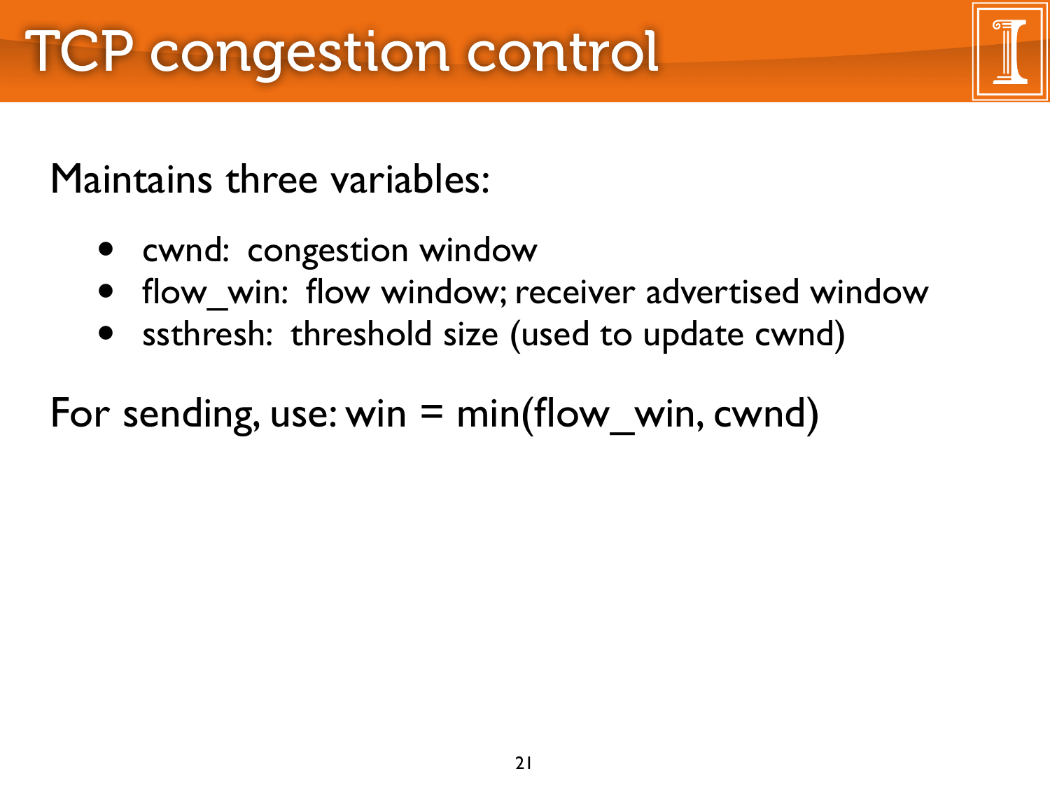# TCP congestion control

Maintains three variables:

- cwnd:  congestion window
- flow_win:  flow window; receiver advertised window
- ssthresh:  threshold size (used to update cwnd)

For sending, use: win = min(flow_win, cwnd)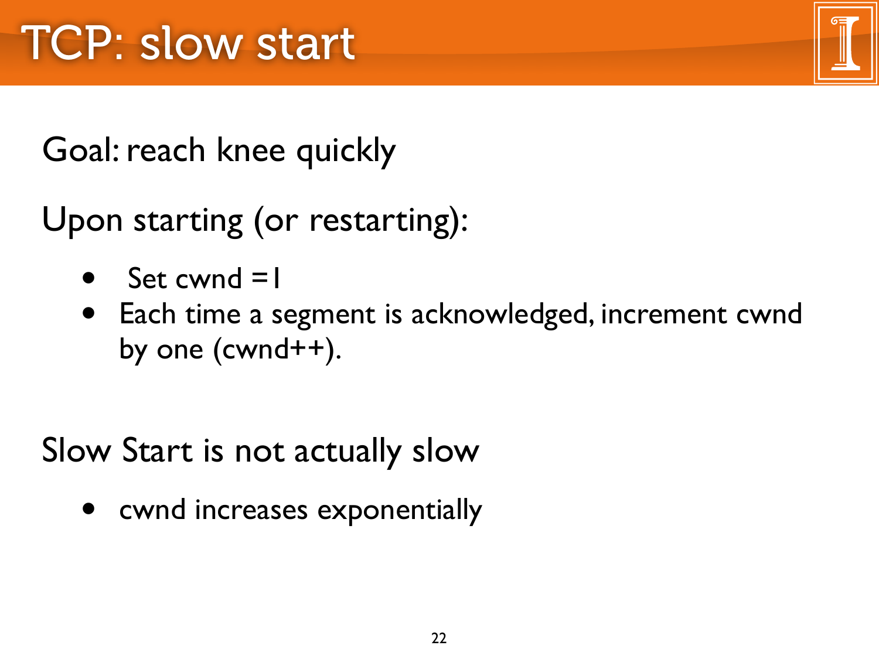# TCP: slow start

Goal: reach knee quickly

Upon starting (or restarting):

- Set cwnd =1
- Each time a segment is acknowledged, increment cwnd by one (cwnd++).

Slow Start is not actually slow

- cwnd increases exponentially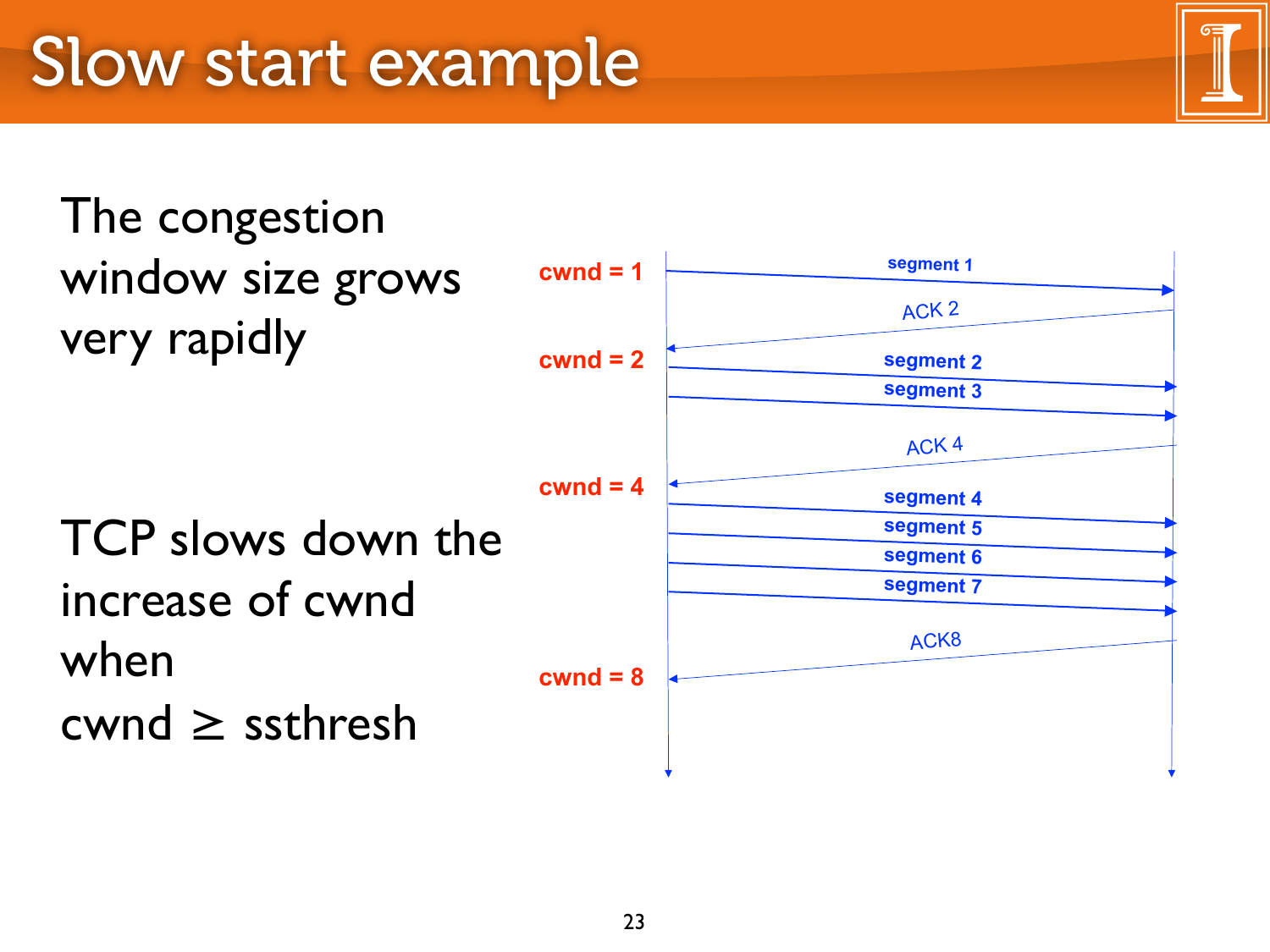# Slow start example

The congestion window size grows very rapidly

TCP slows down the increase of cwnd when cwnd ≥ ssthresh

cwnd = 1 — segment 1

ACK 2

cwnd = 2 — segment 2, segment 3

ACK 4

cwnd = 4 — segment 4, segment 5, segment 6, segment 7

ACK8

cwnd = 8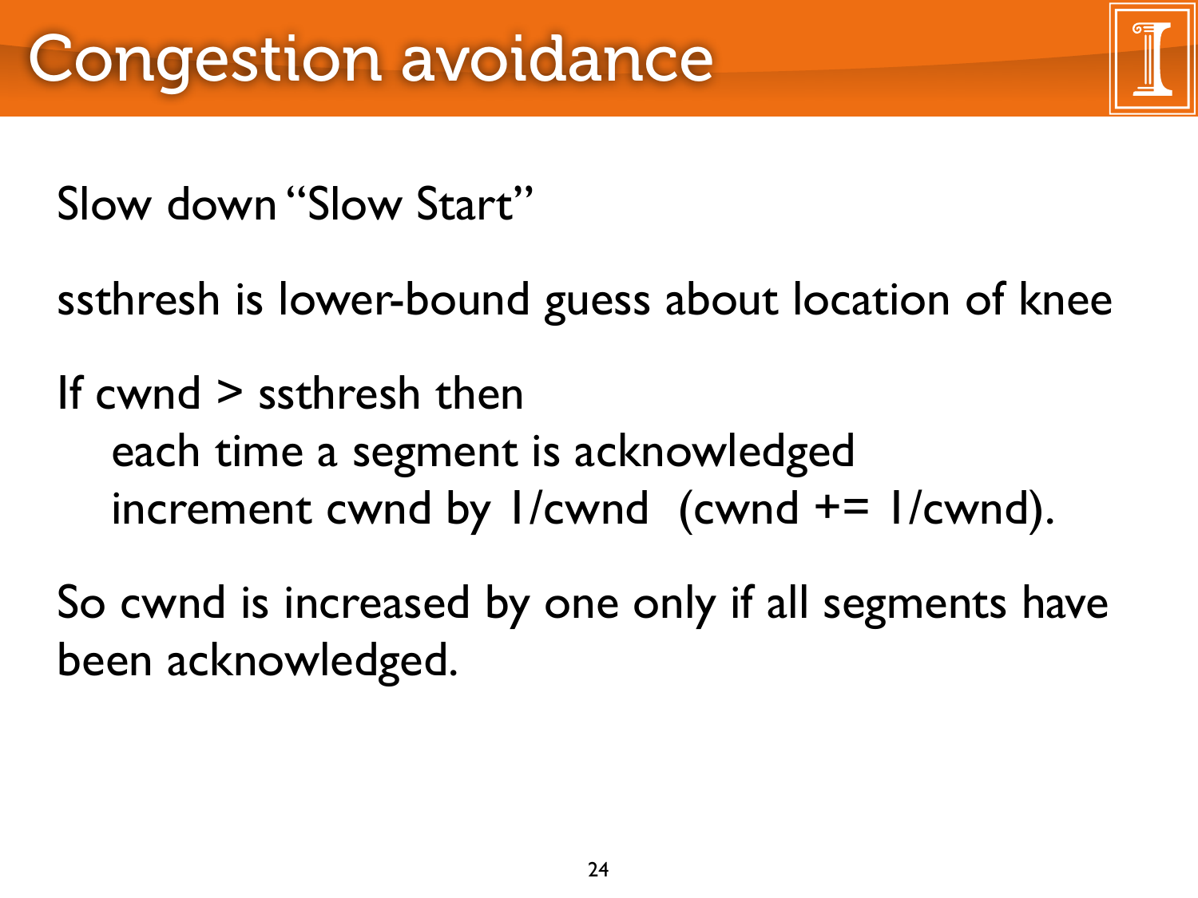# Congestion avoidance

Slow down "Slow Start"

ssthresh is lower-bound guess about location of knee

If cwnd > ssthresh then
  each time a segment is acknowledged
  increment cwnd by 1/cwnd  (cwnd += 1/cwnd).

So cwnd is increased by one only if all segments have been acknowledged.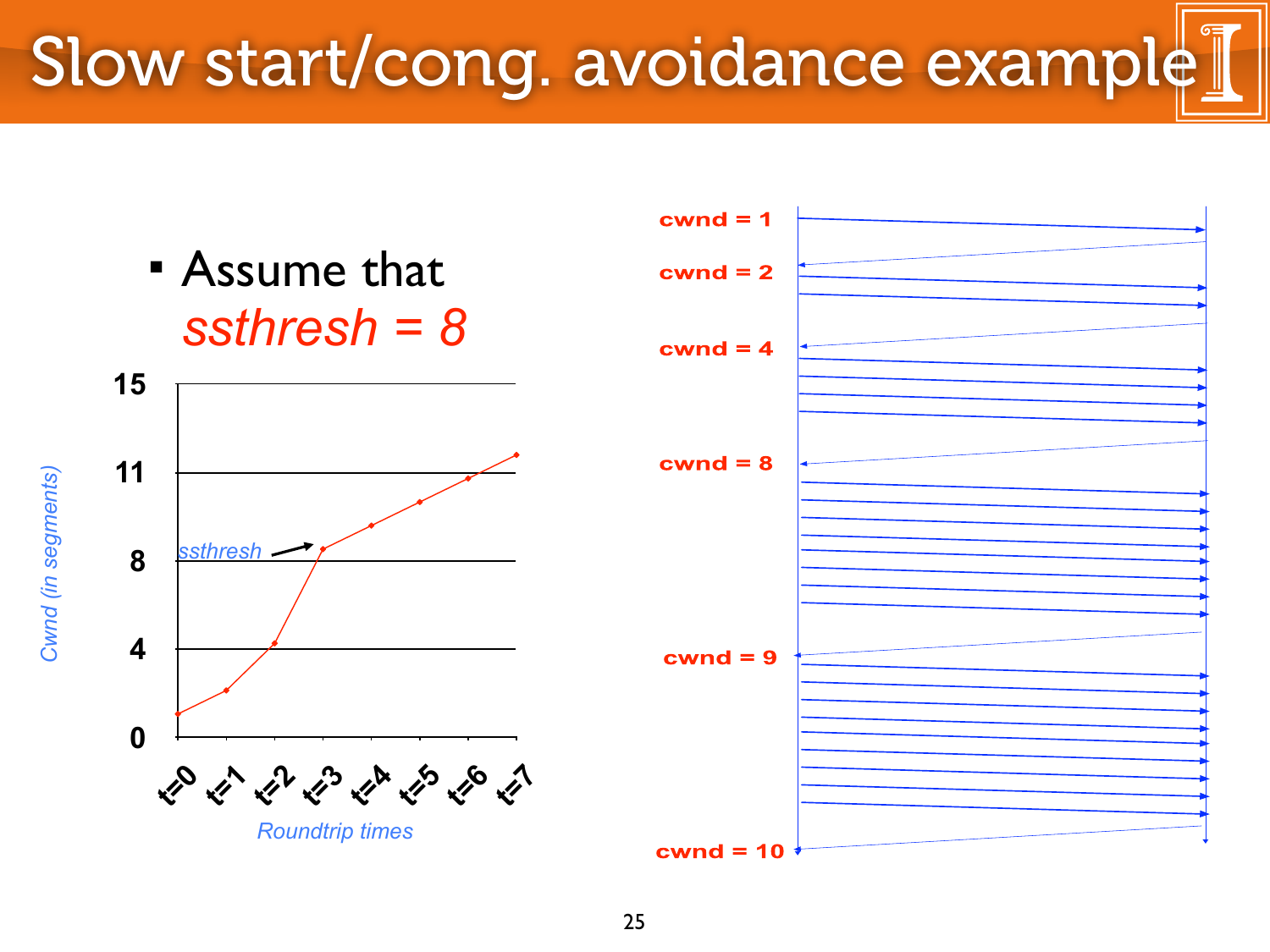# Slow start/cong. avoidance example

- Assume that *ssthresh = 8*

Cwnd (in segments)

15

11

8

4

0

ssthresh

t=0 t=1 t=2 t=3 t=4 t=5 t=6 t=7

*Roundtrip times*

cwnd = 1

cwnd = 2

cwnd = 4

cwnd = 8

cwnd = 9

cwnd = 10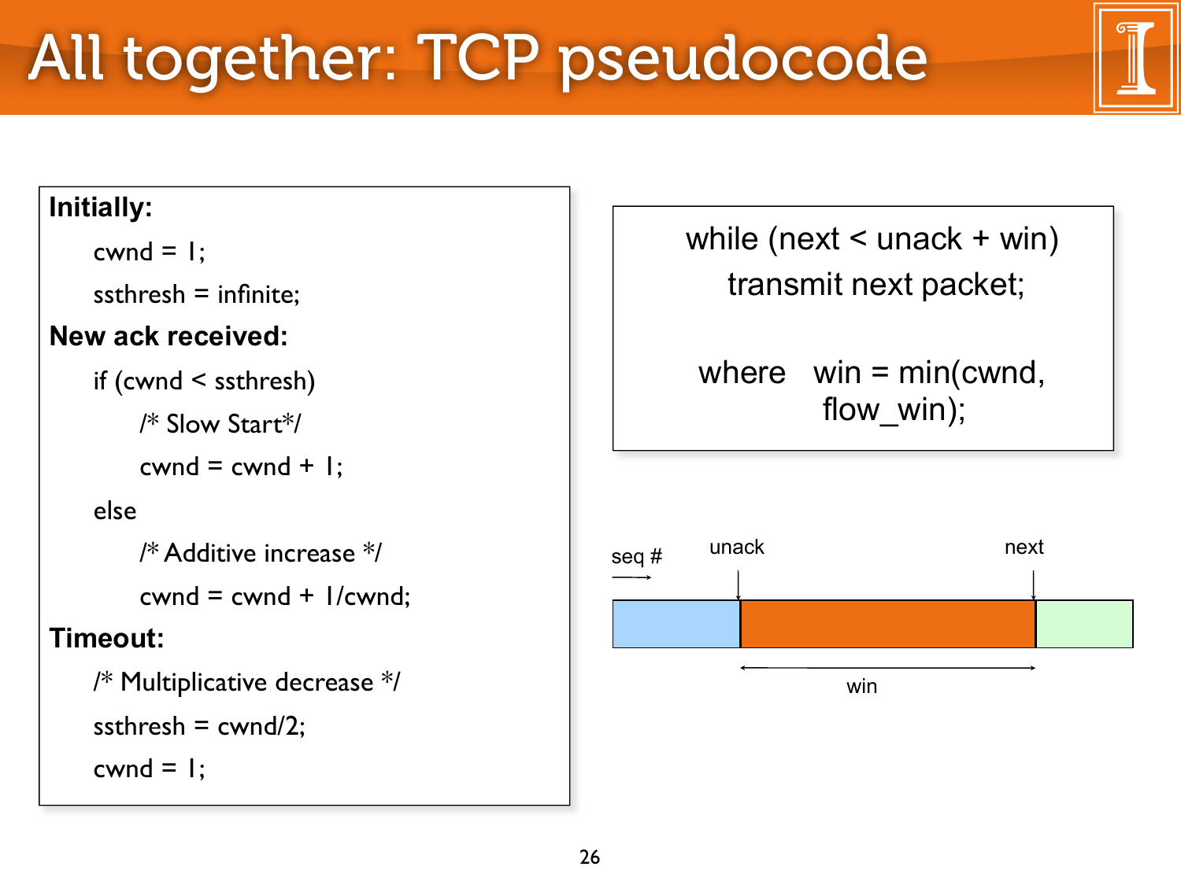# All together: TCP pseudocode

```
Initially:
    cwnd = 1;
    ssthresh = infinite;
New ack received:
    if (cwnd < ssthresh)
        /* Slow Start*/
        cwnd = cwnd + 1;
    else
        /* Additive increase */
        cwnd = cwnd + 1/cwnd;
Timeout:
    /* Multiplicative decrease */
    ssthresh = cwnd/2;
    cwnd = 1;
```

```
while (next < unack + win)
    transmit next packet;

where   win = min(cwnd, flow_win);
```

seq # →

unack

next

win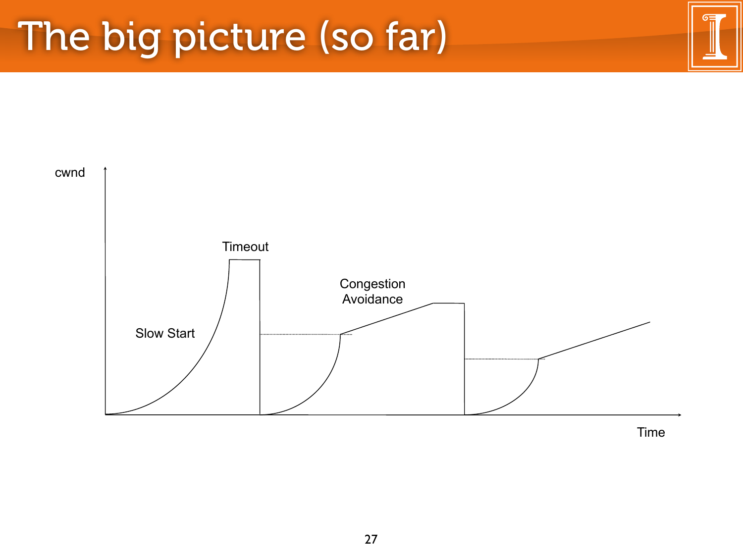# The big picture (so far)

cwnd

Timeout

Congestion Avoidance

Slow Start

Time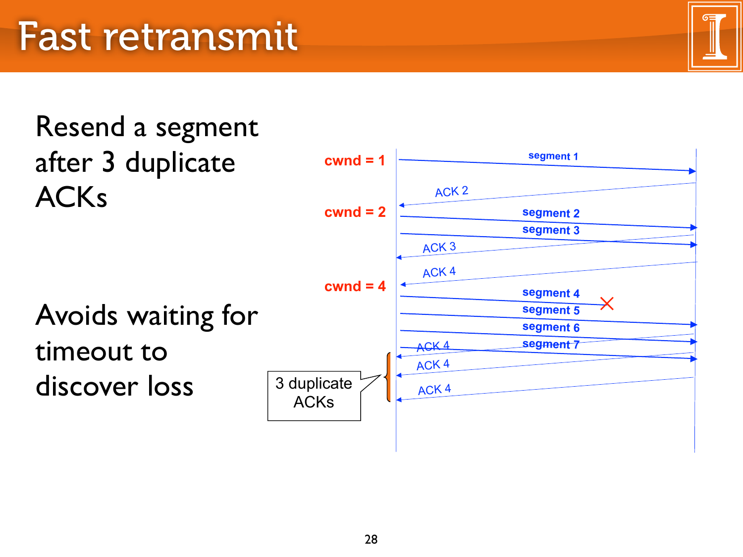# Fast retransmit

Resend a segment after 3 duplicate ACKs

Avoids waiting for timeout to discover loss

cwnd = 1

segment 1

ACK 2

cwnd = 2

segment 2

segment 3

ACK 3

ACK 4

cwnd = 4

segment 4

segment 5

segment 6

segment 7

ACK 4

ACK 4

ACK 4

3 duplicate ACKs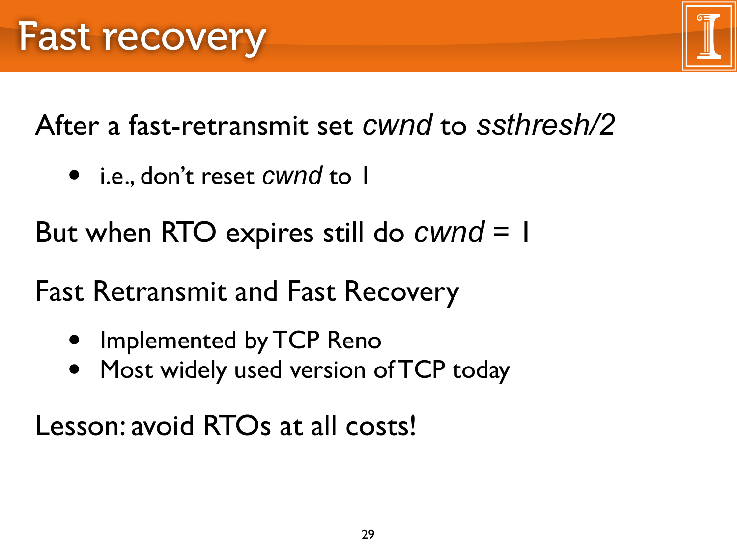# Fast recovery

After a fast-retransmit set *cwnd* to *ssthresh/2*

- i.e., don't reset *cwnd* to 1

But when RTO expires still do *cwnd* = 1

Fast Retransmit and Fast Recovery

- Implemented by TCP Reno
- Most widely used version of TCP today

Lesson: avoid RTOs at all costs!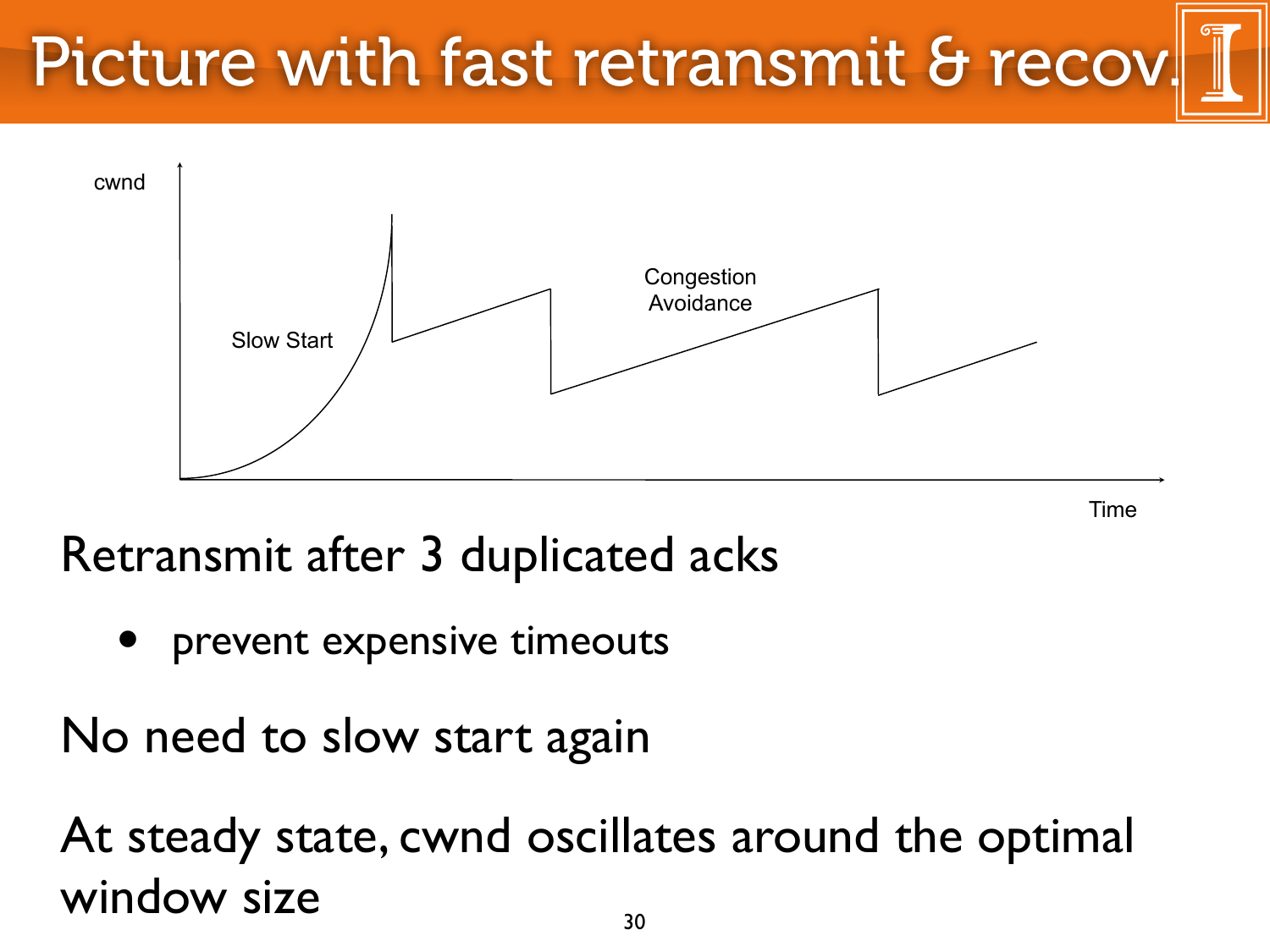# Picture with fast retransmit & recov.

cwnd

Slow Start

Congestion Avoidance

Time

Retransmit after 3 duplicated acks

- prevent expensive timeouts

No need to slow start again

At steady state, cwnd oscillates around the optimal window size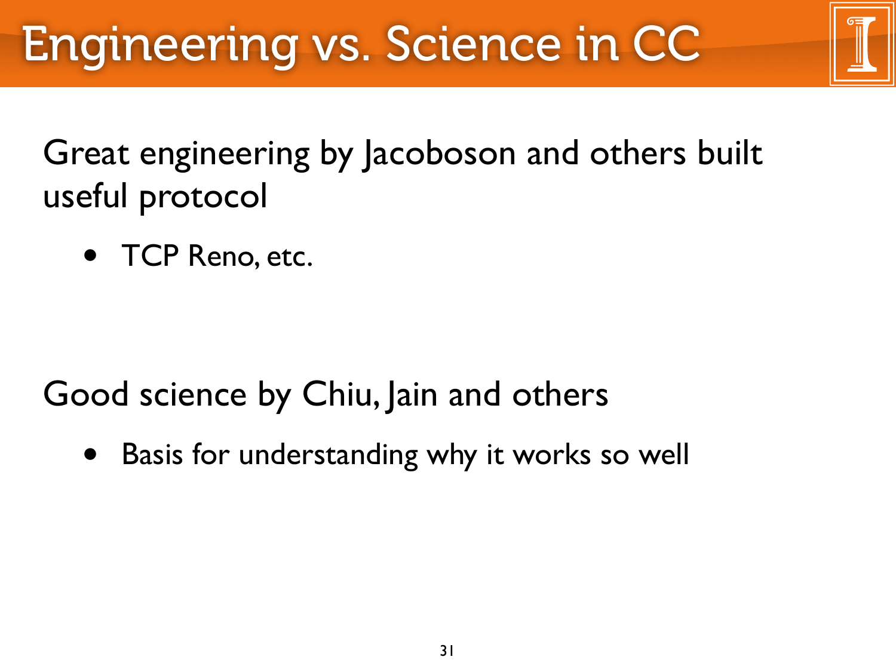# Engineering vs. Science in CC

Great engineering by Jacoboson and others built useful protocol

- TCP Reno, etc.

Good science by Chiu, Jain and others

- Basis for understanding why it works so well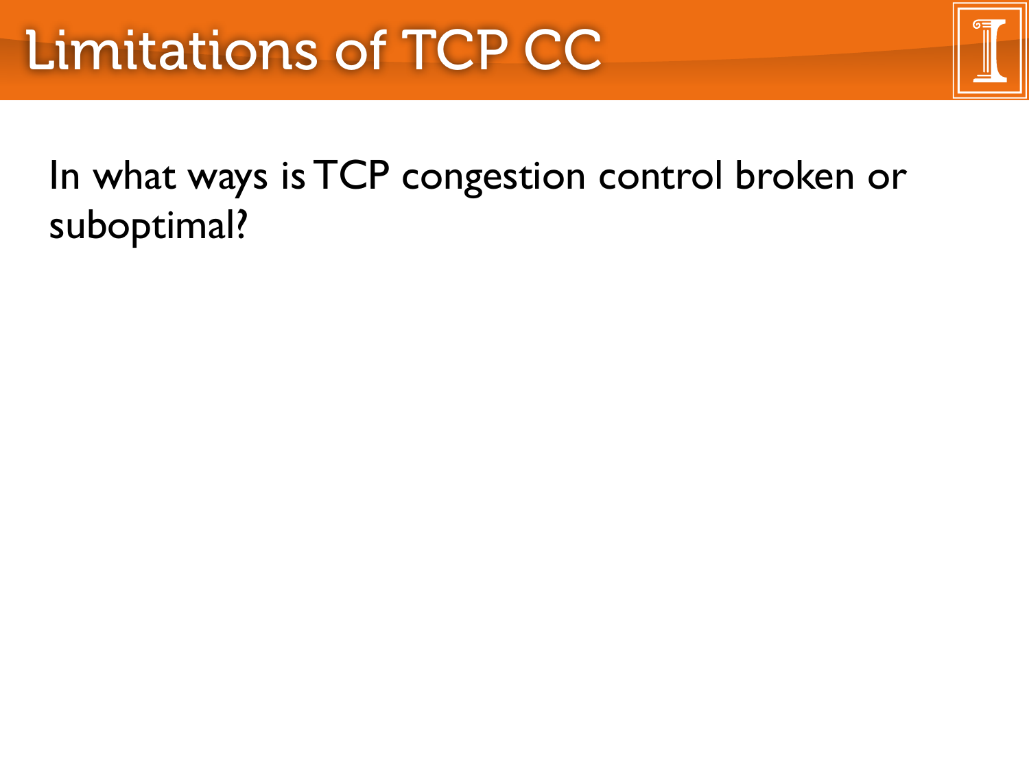# Limitations of TCP CC

In what ways is TCP congestion control broken or suboptimal?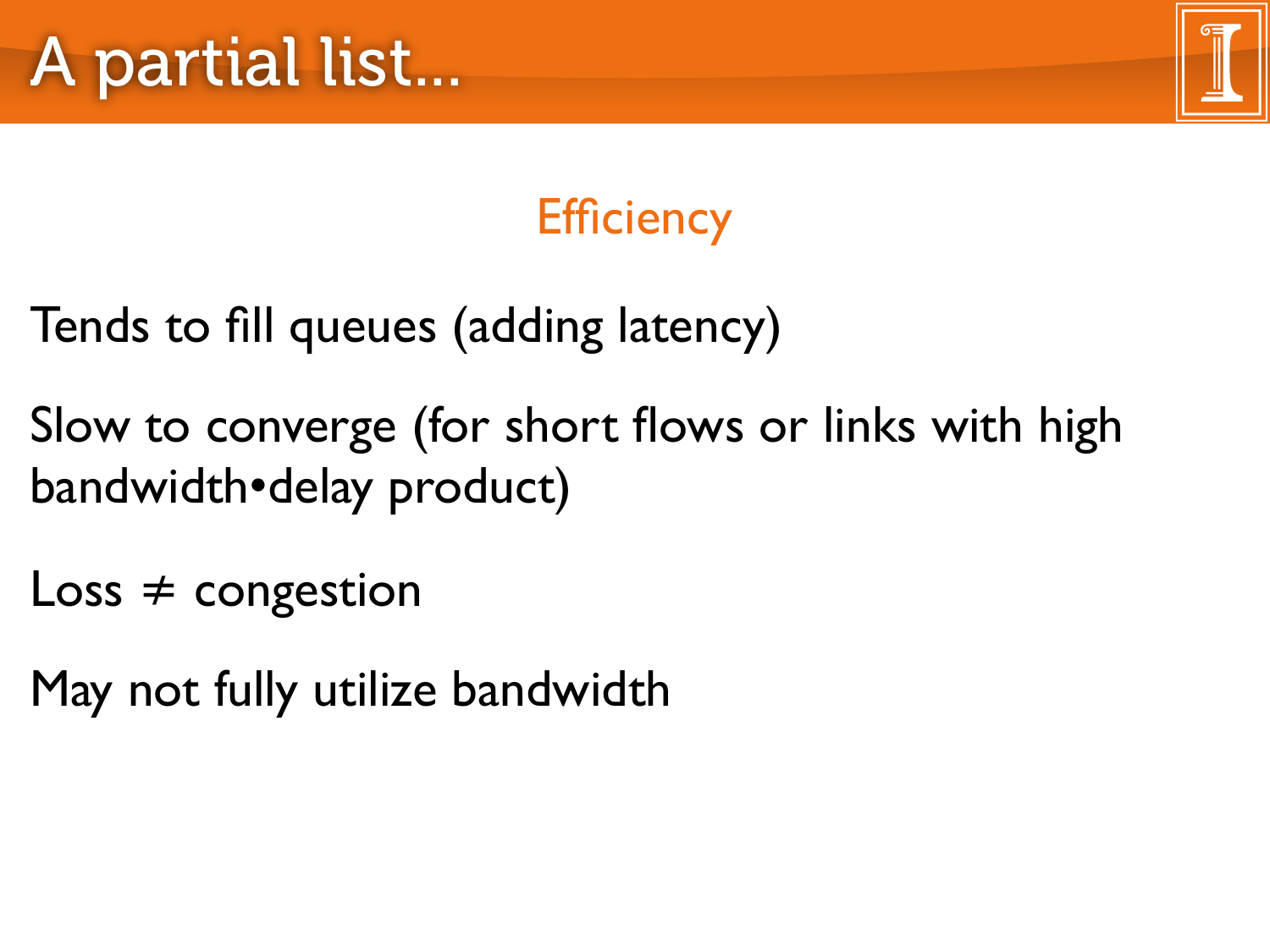# A partial list...

## Efficiency

Tends to fill queues (adding latency)

Slow to converge (for short flows or links with high bandwidth•delay product)

Loss ≠ congestion

May not fully utilize bandwidth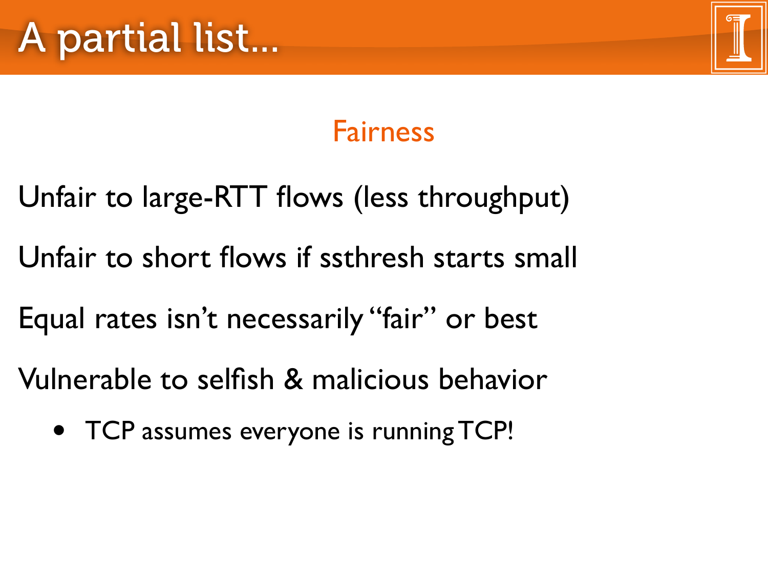# A partial list...

## Fairness

Unfair to large-RTT flows (less throughput)

Unfair to short flows if ssthresh starts small

Equal rates isn't necessarily "fair" or best

Vulnerable to selfish & malicious behavior

- TCP assumes everyone is running TCP!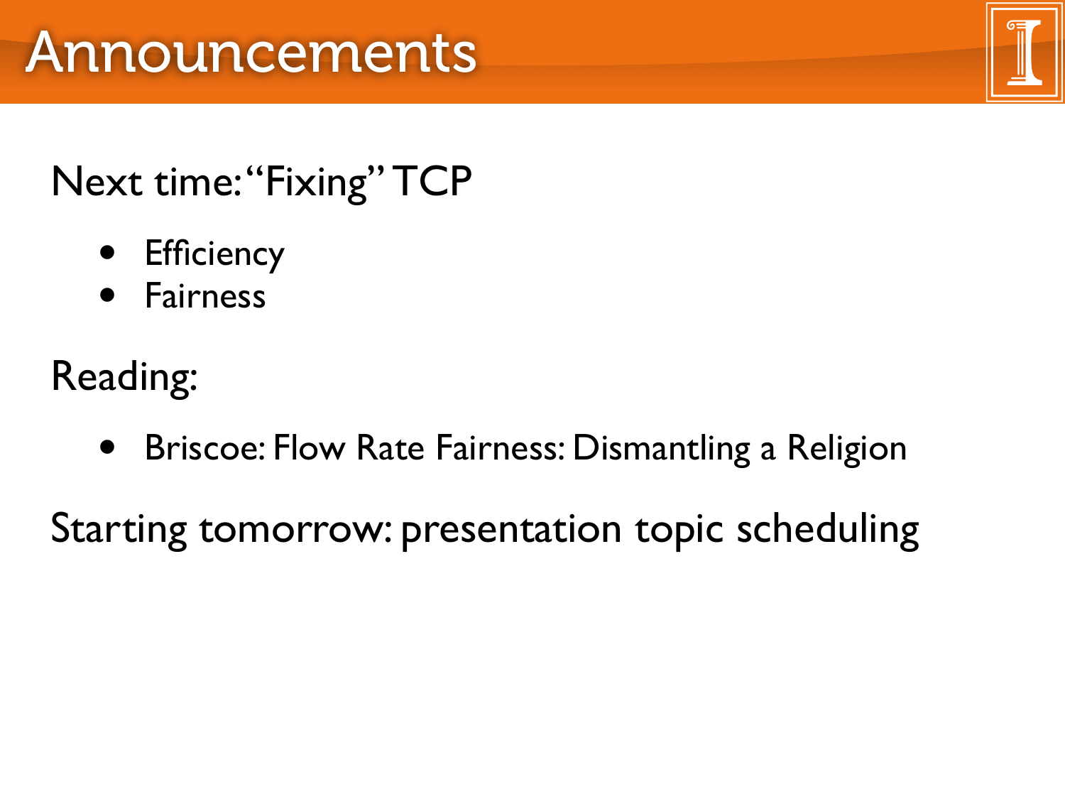# Announcements

Next time: "Fixing" TCP

- Efficiency
- Fairness

Reading:

- Briscoe: Flow Rate Fairness: Dismantling a Religion

Starting tomorrow: presentation topic scheduling